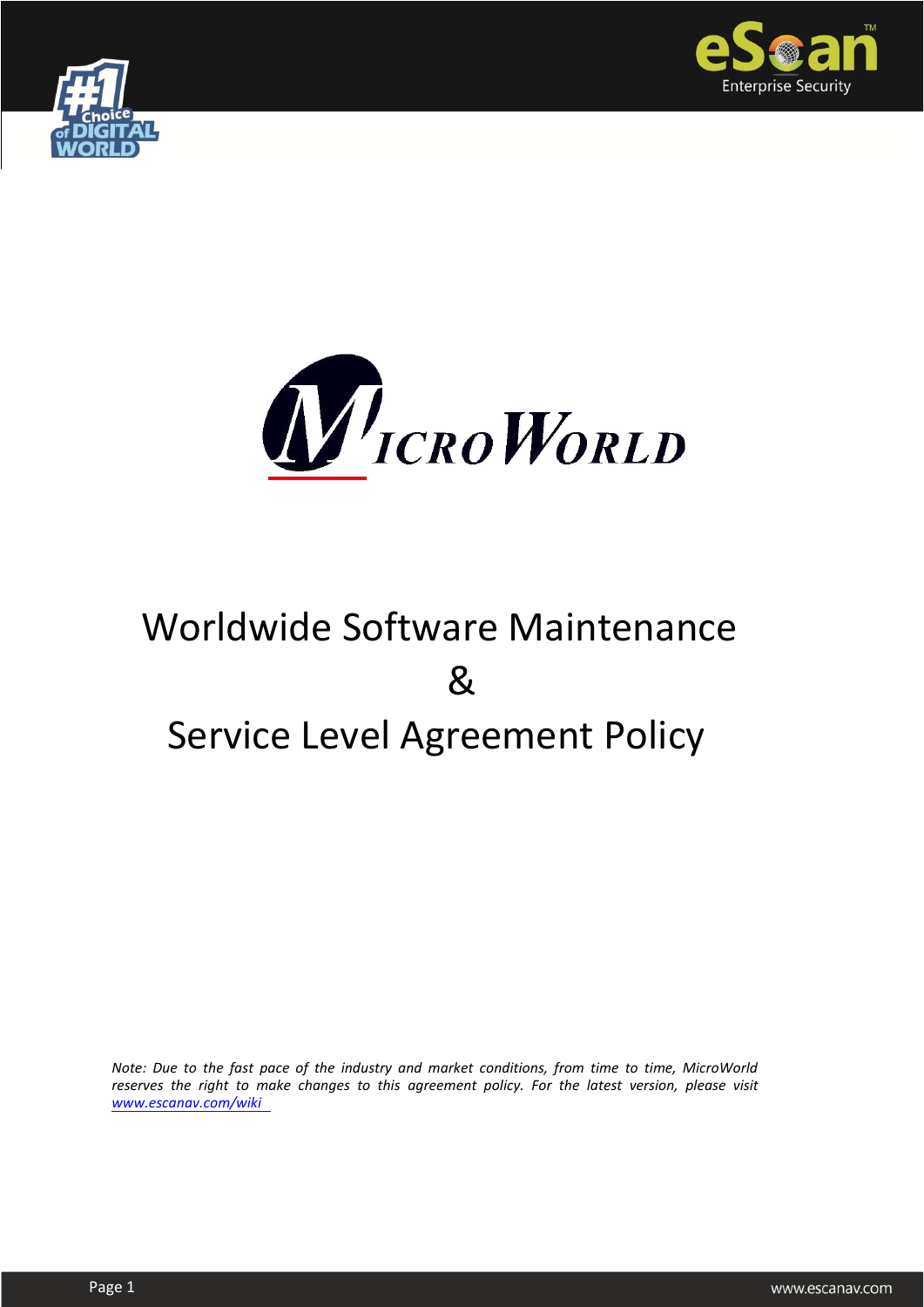# Worldwide Software Maintenance & Service Level Agreement Policy

*Note: Due to the fast pace of the industry and market conditions, from time to time, MicroWorld reserves the right to make changes to this agreement policy. For the latest version, please visit [www.escanav.com/wiki](www.escanav.com/wiki)*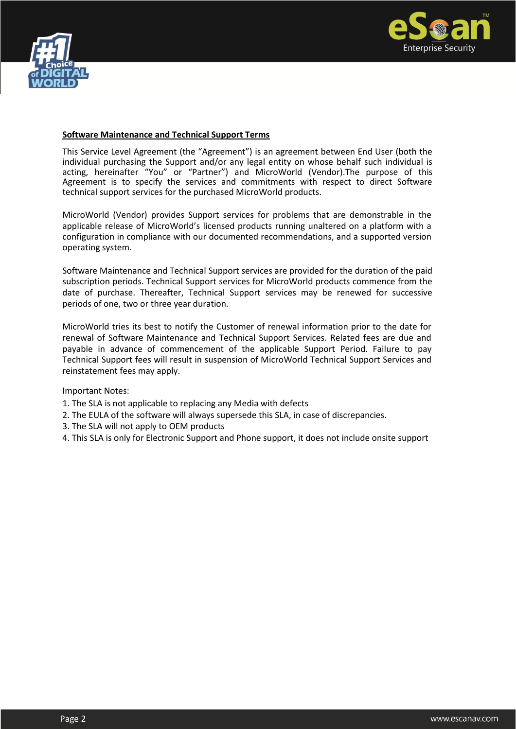**Software Maintenance and Technical Support Terms**

This Service Level Agreement (the “Agreement”) is an agreement between End User (both the individual purchasing the Support and/or any legal entity on whose behalf such individual is acting, hereinafter “You” or “Partner”) and MicroWorld (Vendor).The purpose of this Agreement is to specify the services and commitments with respect to direct Software technical support services for the purchased MicroWorld products.

MicroWorld (Vendor) provides Support services for problems that are demonstrable in the applicable release of MicroWorld’s licensed products running unaltered on a platform with a configuration in compliance with our documented recommendations, and a supported version operating system.

Software Maintenance and Technical Support services are provided for the duration of the paid subscription periods. Technical Support services for MicroWorld products commence from the date of purchase. Thereafter, Technical Support services may be renewed for successive periods of one, two or three year duration.

MicroWorld tries its best to notify the Customer of renewal information prior to the date for renewal of Software Maintenance and Technical Support Services. Related fees are due and payable in advance of commencement of the applicable Support Period. Failure to pay Technical Support fees will result in suspension of MicroWorld Technical Support Services and reinstatement fees may apply.

Important Notes:

1. The SLA is not applicable to replacing any Media with defects
2. The EULA of the software will always supersede this SLA, in case of discrepancies.
3. The SLA will not apply to OEM products
4. This SLA is only for Electronic Support and Phone support, it does not include onsite support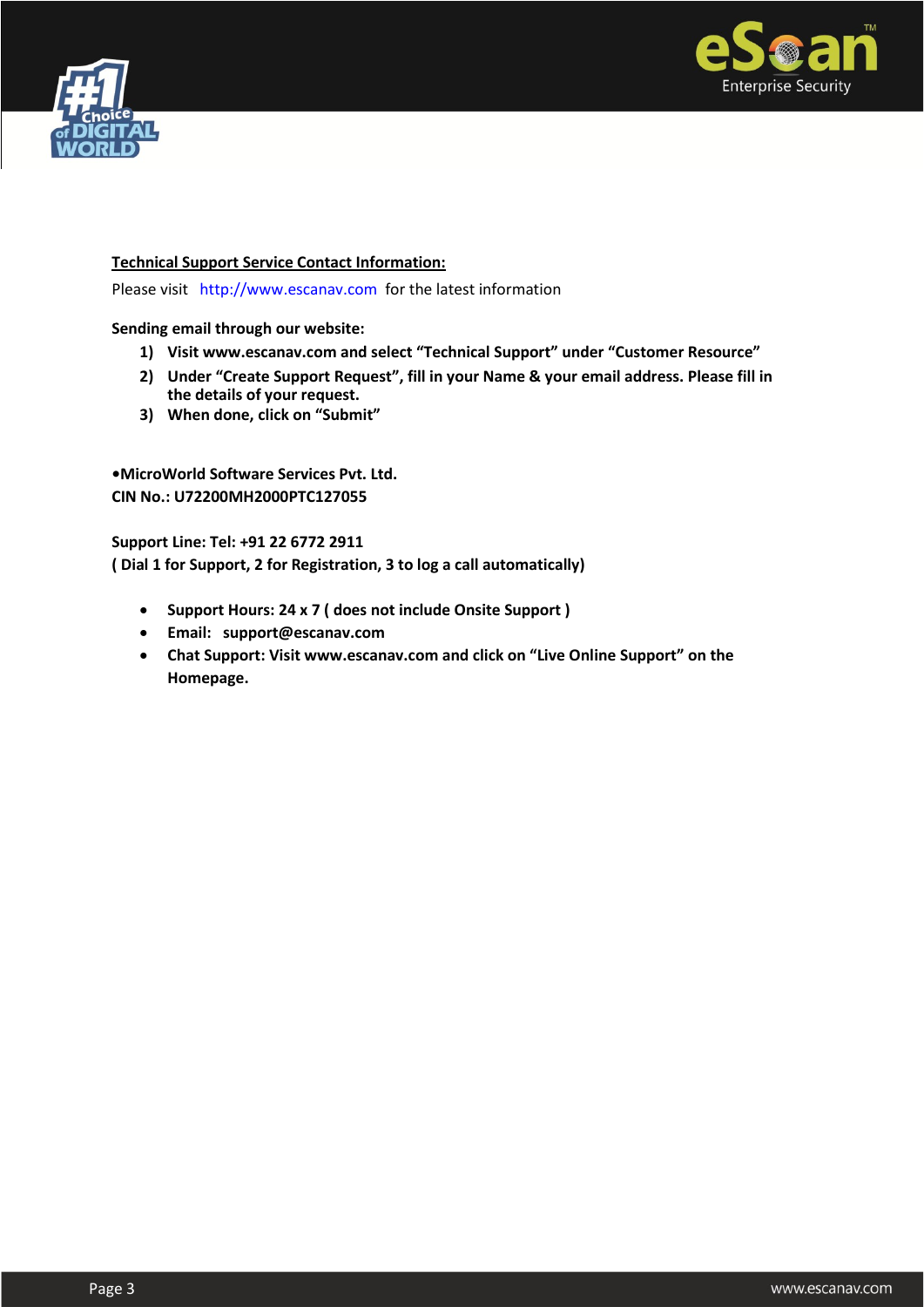**Technical Support Service Contact Information:**

Please visit http://www.escanav.com for the latest information

**Sending email through our website:**

1) **Visit www.escanav.com and select "Technical Support" under "Customer Resource"**
2) **Under "Create Support Request", fill in your Name & your email address. Please fill in the details of your request.**
3) **When done, click on "Submit"**

**•MicroWorld Software Services Pvt. Ltd.**
**CIN No.: U72200MH2000PTC127055**

**Support Line: Tel: +91 22 6772 2911**
**( Dial 1 for Support, 2 for Registration, 3 to log a call automatically)**

- **Support Hours: 24 x 7 ( does not include Onsite Support )**
- **Email: support@escanav.com**
- **Chat Support: Visit www.escanav.com and click on "Live Online Support" on the Homepage.**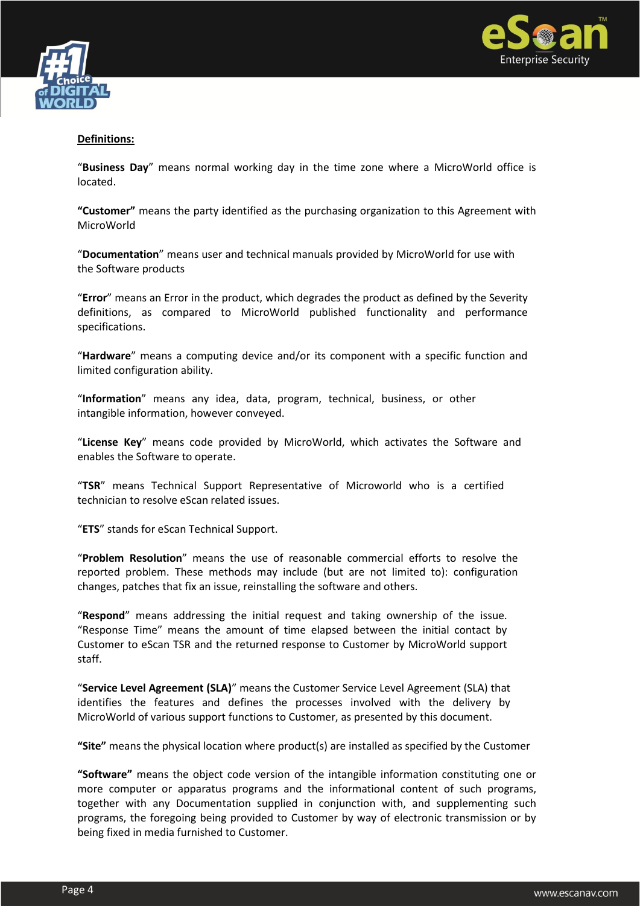**Definitions:**

"**Business Day**" means normal working day in the time zone where a MicroWorld office is located.

**"Customer"** means the party identified as the purchasing organization to this Agreement with MicroWorld

"**Documentation**" means user and technical manuals provided by MicroWorld for use with the Software products

"**Error**" means an Error in the product, which degrades the product as defined by the Severity definitions, as compared to MicroWorld published functionality and performance specifications.

"**Hardware**" means a computing device and/or its component with a specific function and limited configuration ability.

"**Information**" means any idea, data, program, technical, business, or other intangible information, however conveyed.

"**License Key**" means code provided by MicroWorld, which activates the Software and enables the Software to operate.

"**TSR**" means Technical Support Representative of Microworld who is a certified technician to resolve eScan related issues.

"**ETS**" stands for eScan Technical Support.

"**Problem Resolution**" means the use of reasonable commercial efforts to resolve the reported problem. These methods may include (but are not limited to): configuration changes, patches that fix an issue, reinstalling the software and others.

"**Respond**" means addressing the initial request and taking ownership of the issue. "Response Time" means the amount of time elapsed between the initial contact by Customer to eScan TSR and the returned response to Customer by MicroWorld support staff.

"**Service Level Agreement (SLA)**" means the Customer Service Level Agreement (SLA) that identifies the features and defines the processes involved with the delivery by MicroWorld of various support functions to Customer, as presented by this document.

**"Site"** means the physical location where product(s) are installed as specified by the Customer

**"Software"** means the object code version of the intangible information constituting one or more computer or apparatus programs and the informational content of such programs, together with any Documentation supplied in conjunction with, and supplementing such programs, the foregoing being provided to Customer by way of electronic transmission or by being fixed in media furnished to Customer.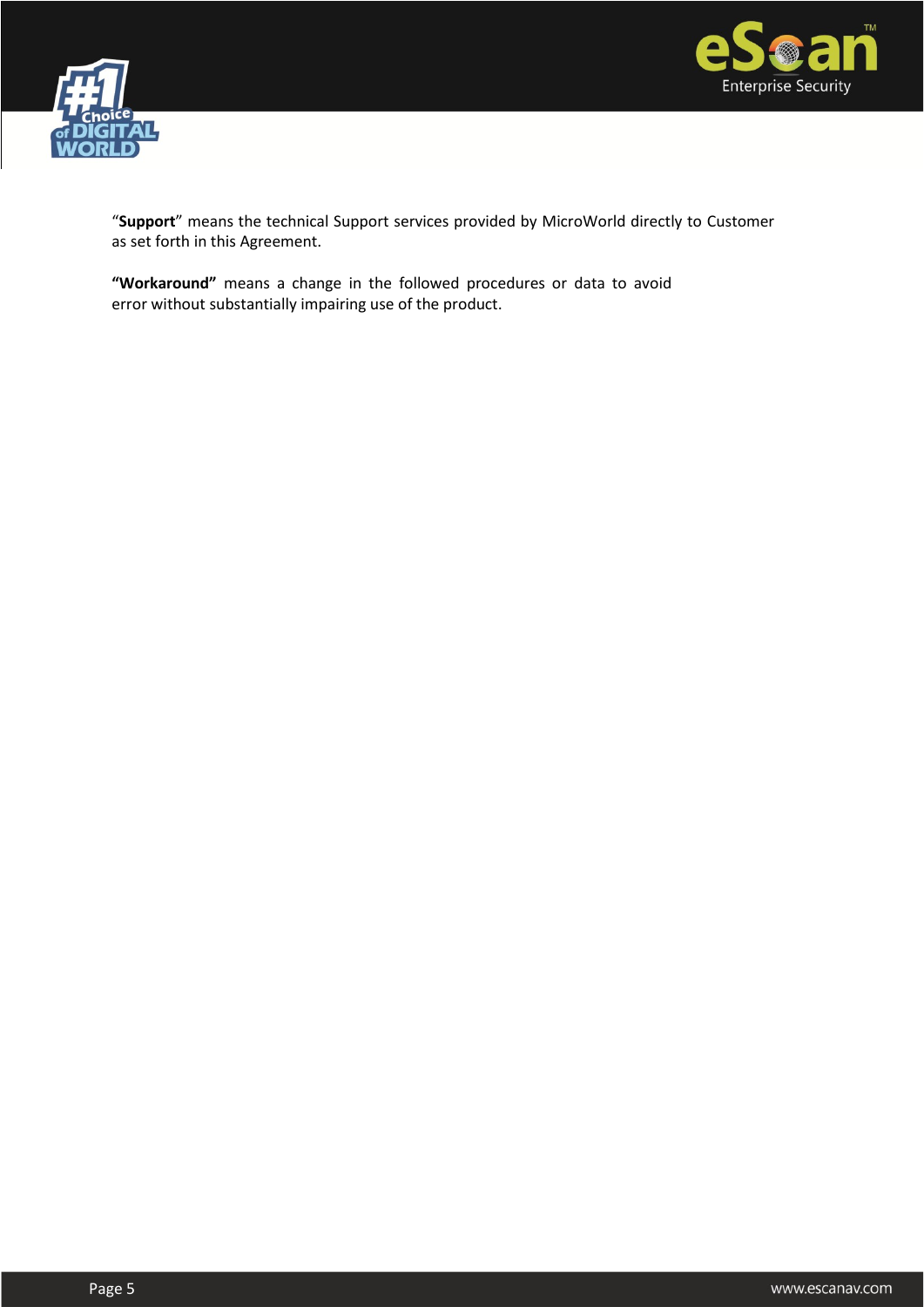"**Support**" means the technical Support services provided by MicroWorld directly to Customer as set forth in this Agreement.

**"Workaround"** means a change in the followed procedures or data to avoid error without substantially impairing use of the product.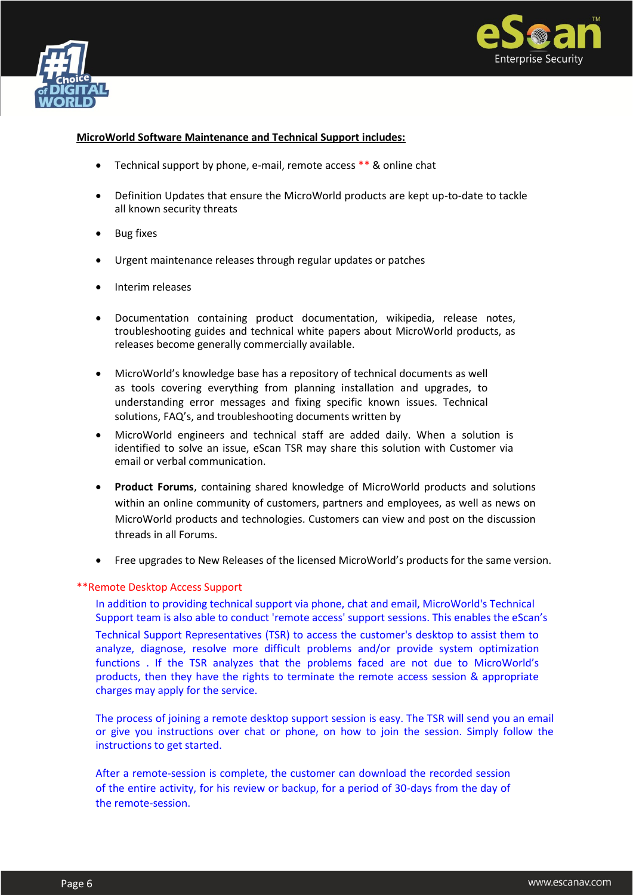**MicroWorld Software Maintenance and Technical Support includes:**

- Technical support by phone, e-mail, remote access ** & online chat
- Definition Updates that ensure the MicroWorld products are kept up-to-date to tackle all known security threats
- Bug fixes
- Urgent maintenance releases through regular updates or patches
- Interim releases
- Documentation containing product documentation, wikipedia, release notes, troubleshooting guides and technical white papers about MicroWorld products, as releases become generally commercially available.
- MicroWorld's knowledge base has a repository of technical documents as well as tools covering everything from planning installation and upgrades, to understanding error messages and fixing specific known issues. Technical solutions, FAQ's, and troubleshooting documents written by
- MicroWorld engineers and technical staff are added daily. When a solution is identified to solve an issue, eScan TSR may share this solution with Customer via email or verbal communication.
- **Product Forums**, containing shared knowledge of MicroWorld products and solutions within an online community of customers, partners and employees, as well as news on MicroWorld products and technologies. Customers can view and post on the discussion threads in all Forums.
- Free upgrades to New Releases of the licensed MicroWorld's products for the same version.

**Remote Desktop Access Support

In addition to providing technical support via phone, chat and email, MicroWorld's Technical Support team is also able to conduct 'remote access' support sessions. This enables the eScan's Technical Support Representatives (TSR) to access the customer's desktop to assist them to analyze, diagnose, resolve more difficult problems and/or provide system optimization functions . If the TSR analyzes that the problems faced are not due to MicroWorld's products, then they have the rights to terminate the remote access session & appropriate charges may apply for the service.

The process of joining a remote desktop support session is easy. The TSR will send you an email or give you instructions over chat or phone, on how to join the session. Simply follow the instructions to get started.

After a remote-session is complete, the customer can download the recorded session of the entire activity, for his review or backup, for a period of 30-days from the day of the remote-session.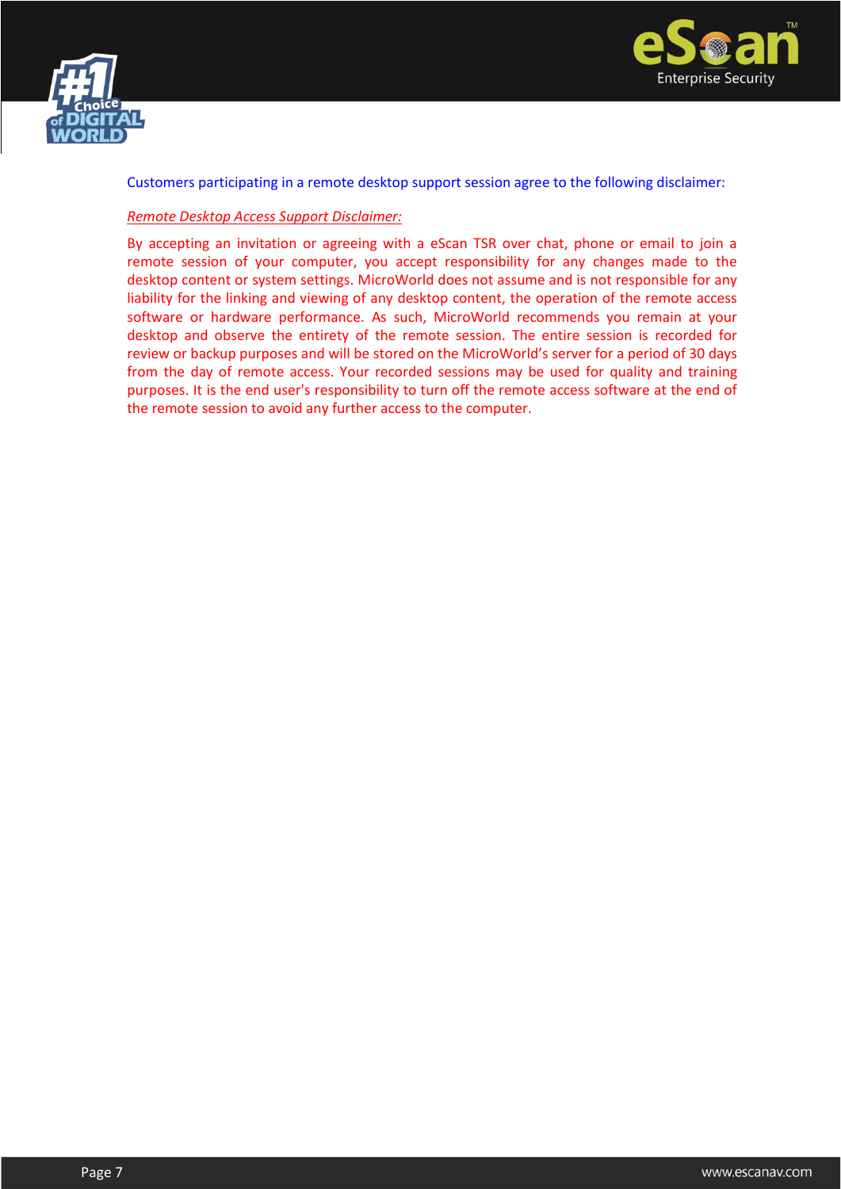Customers participating in a remote desktop support session agree to the following disclaimer:

*Remote Desktop Access Support Disclaimer:*

By accepting an invitation or agreeing with a eScan TSR over chat, phone or email to join a remote session of your computer, you accept responsibility for any changes made to the desktop content or system settings. MicroWorld does not assume and is not responsible for any liability for the linking and viewing of any desktop content, the operation of the remote access software or hardware performance. As such, MicroWorld recommends you remain at your desktop and observe the entirety of the remote session. The entire session is recorded for review or backup purposes and will be stored on the MicroWorld's server for a period of 30 days from the day of remote access. Your recorded sessions may be used for quality and training purposes. It is the end user's responsibility to turn off the remote access software at the end of the remote session to avoid any further access to the computer.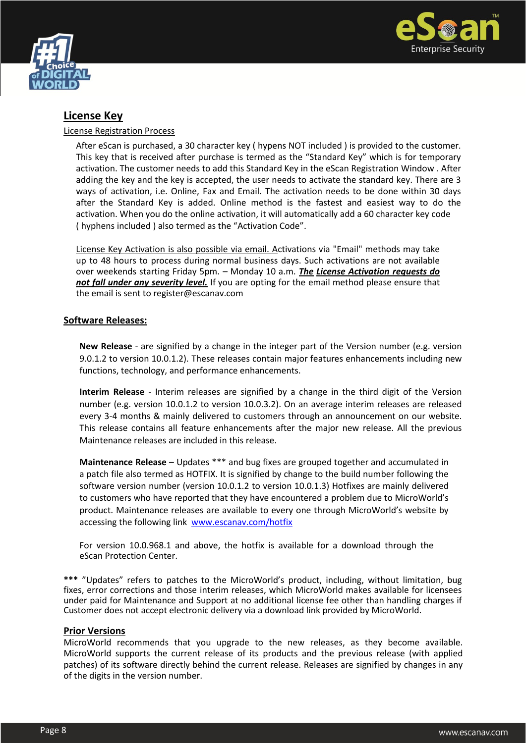## License Key

License Registration Process

After eScan is purchased, a 30 character key ( hypens NOT included ) is provided to the customer. This key that is received after purchase is termed as the "Standard Key" which is for temporary activation. The customer needs to add this Standard Key in the eScan Registration Window . After adding the key and the key is accepted, the user needs to activate the standard key. There are 3 ways of activation, i.e. Online, Fax and Email. The activation needs to be done within 30 days after the Standard Key is added. Online method is the fastest and easiest way to do the activation. When you do the online activation, it will automatically add a 60 character key code ( hyphens included ) also termed as the "Activation Code".

License Key Activation is also possible via email. Activations via "Email" methods may take up to 48 hours to process during normal business days. Such activations are not available over weekends starting Friday 5pm. – Monday 10 a.m. ***The License Activation requests do not fall under any severity level.*** If you are opting for the email method please ensure that the email is sent to register@escanav.com

## Software Releases:

**New Release** - are signified by a change in the integer part of the Version number (e.g. version 9.0.1.2 to version 10.0.1.2). These releases contain major features enhancements including new functions, technology, and performance enhancements.

**Interim Release** - Interim releases are signified by a change in the third digit of the Version number (e.g. version 10.0.1.2 to version 10.0.3.2). On an average interim releases are released every 3-4 months & mainly delivered to customers through an announcement on our website. This release contains all feature enhancements after the major new release. All the previous Maintenance releases are included in this release.

**Maintenance Release** – Updates *** and bug fixes are grouped together and accumulated in a patch file also termed as HOTFIX. It is signified by change to the build number following the software version number (version 10.0.1.2 to version 10.0.1.3) Hotfixes are mainly delivered to customers who have reported that they have encountered a problem due to MicroWorld's product. Maintenance releases are available to every one through MicroWorld's website by accessing the following link [www.escanav.com/hotfix](www.escanav.com/hotfix)

For version 10.0.968.1 and above, the hotfix is available for a download through the eScan Protection Center.

**\*\*\*** "Updates" refers to patches to the MicroWorld's product, including, without limitation, bug fixes, error corrections and those interim releases, which MicroWorld makes available for licensees under paid for Maintenance and Support at no additional license fee other than handling charges if Customer does not accept electronic delivery via a download link provided by MicroWorld.

## Prior Versions

MicroWorld recommends that you upgrade to the new releases, as they become available. MicroWorld supports the current release of its products and the previous release (with applied patches) of its software directly behind the current release. Releases are signified by changes in any of the digits in the version number.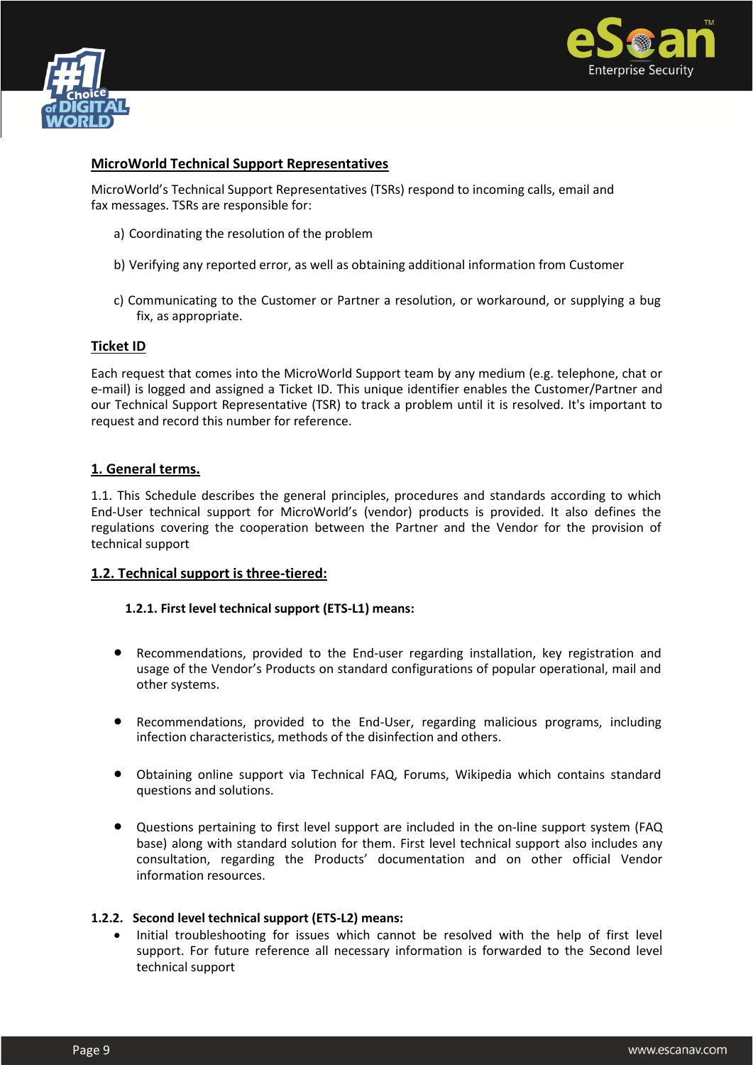## MicroWorld Technical Support Representatives

MicroWorld's Technical Support Representatives (TSRs) respond to incoming calls, email and fax messages. TSRs are responsible for:

a) Coordinating the resolution of the problem

b) Verifying any reported error, as well as obtaining additional information from Customer

c) Communicating to the Customer or Partner a resolution, or workaround, or supplying a bug fix, as appropriate.

## Ticket ID

Each request that comes into the MicroWorld Support team by any medium (e.g. telephone, chat or e-mail) is logged and assigned a Ticket ID. This unique identifier enables the Customer/Partner and our Technical Support Representative (TSR) to track a problem until it is resolved. It's important to request and record this number for reference.

## 1. General terms.

1.1. This Schedule describes the general principles, procedures and standards according to which End-User technical support for MicroWorld's (vendor) products is provided. It also defines the regulations covering the cooperation between the Partner and the Vendor for the provision of technical support

## 1.2. Technical support is three-tiered:

### 1.2.1. First level technical support (ETS-L1) means:

- Recommendations, provided to the End-user regarding installation, key registration and usage of the Vendor's Products on standard configurations of popular operational, mail and other systems.
- Recommendations, provided to the End-User, regarding malicious programs, including infection characteristics, methods of the disinfection and others.
- Obtaining online support via Technical FAQ, Forums, Wikipedia which contains standard questions and solutions.
- Questions pertaining to first level support are included in the on-line support system (FAQ base) along with standard solution for them. First level technical support also includes any consultation, regarding the Products' documentation and on other official Vendor information resources.

### 1.2.2. Second level technical support (ETS-L2) means:

- Initial troubleshooting for issues which cannot be resolved with the help of first level support. For future reference all necessary information is forwarded to the Second level technical support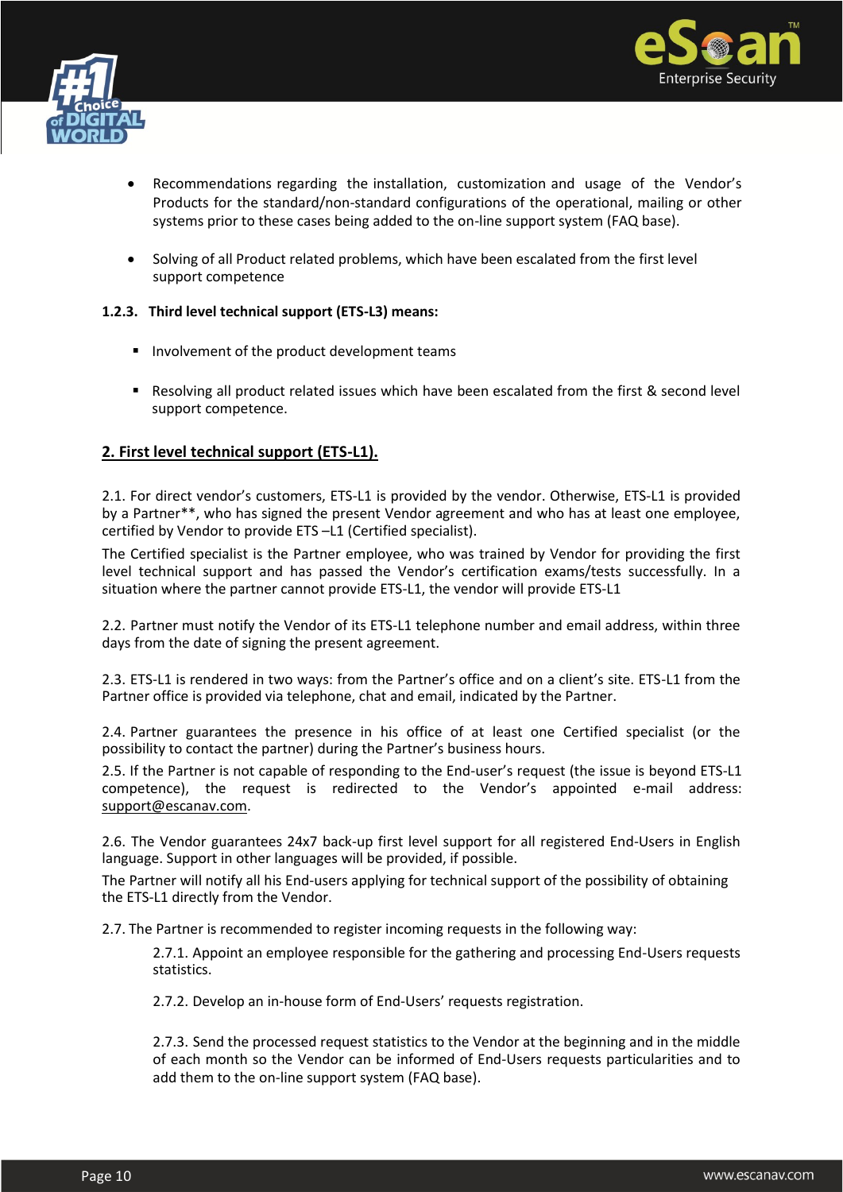- Recommendations regarding the installation, customization and usage of the Vendor's Products for the standard/non-standard configurations of the operational, mailing or other systems prior to these cases being added to the on-line support system (FAQ base).
- Solving of all Product related problems, which have been escalated from the first level support competence

**1.2.3. Third level technical support (ETS-L3) means:**

- Involvement of the product development teams
- Resolving all product related issues which have been escalated from the first & second level support competence.

## 2. First level technical support (ETS-L1).

2.1. For direct vendor's customers, ETS-L1 is provided by the vendor. Otherwise, ETS-L1 is provided by a Partner**, who has signed the present Vendor agreement and who has at least one employee, certified by Vendor to provide ETS –L1 (Certified specialist).

The Certified specialist is the Partner employee, who was trained by Vendor for providing the first level technical support and has passed the Vendor's certification exams/tests successfully. In a situation where the partner cannot provide ETS-L1, the vendor will provide ETS-L1

2.2. Partner must notify the Vendor of its ETS-L1 telephone number and email address, within three days from the date of signing the present agreement.

2.3. ETS-L1 is rendered in two ways: from the Partner's office and on a client's site. ETS-L1 from the Partner office is provided via telephone, chat and email, indicated by the Partner.

2.4. Partner guarantees the presence in his office of at least one Certified specialist (or the possibility to contact the partner) during the Partner's business hours.

2.5. If the Partner is not capable of responding to the End-user's request (the issue is beyond ETS-L1 competence), the request is redirected to the Vendor's appointed e-mail address: support@escanav.com.

2.6. The Vendor guarantees 24x7 back-up first level support for all registered End-Users in English language. Support in other languages will be provided, if possible.

The Partner will notify all his End-users applying for technical support of the possibility of obtaining the ETS-L1 directly from the Vendor.

2.7. The Partner is recommended to register incoming requests in the following way:

2.7.1. Appoint an employee responsible for the gathering and processing End-Users requests statistics.

2.7.2. Develop an in-house form of End-Users' requests registration.

2.7.3. Send the processed request statistics to the Vendor at the beginning and in the middle of each month so the Vendor can be informed of End-Users requests particularities and to add them to the on-line support system (FAQ base).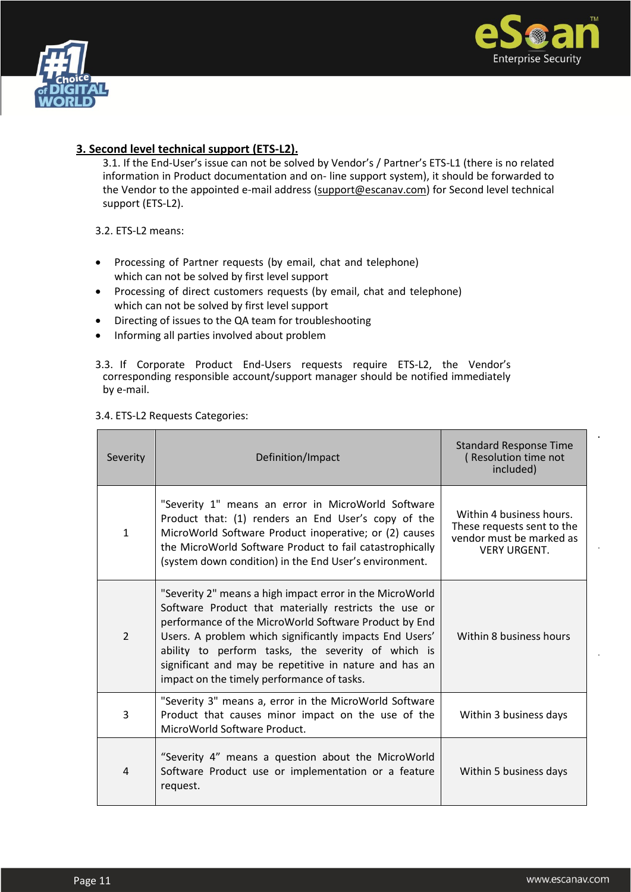## 3. Second level technical support (ETS-L2).

3.1. If the End-User's issue can not be solved by Vendor's / Partner's ETS-L1 (there is no related information in Product documentation and on- line support system), it should be forwarded to the Vendor to the appointed e-mail address (support@escanav.com) for Second level technical support (ETS-L2).

3.2. ETS-L2 means:

- Processing of Partner requests (by email, chat and telephone) which can not be solved by first level support
- Processing of direct customers requests (by email, chat and telephone) which can not be solved by first level support
- Directing of issues to the QA team for troubleshooting
- Informing all parties involved about problem

3.3. If Corporate Product End-Users requests require ETS-L2, the Vendor's corresponding responsible account/support manager should be notified immediately by e-mail.

3.4. ETS-L2 Requests Categories:

| Severity | Definition/Impact | Standard Response Time ( Resolution time not included) |
|---|---|---|
| 1 | "Severity 1" means an error in MicroWorld Software Product that: (1) renders an End User's copy of the MicroWorld Software Product inoperative; or (2) causes the MicroWorld Software Product to fail catastrophically (system down condition) in the End User's environment. | Within 4 business hours. These requests sent to the vendor must be marked as VERY URGENT. |
| 2 | "Severity 2" means a high impact error in the MicroWorld Software Product that materially restricts the use or performance of the MicroWorld Software Product by End Users. A problem which significantly impacts End Users' ability to perform tasks, the severity of which is significant and may be repetitive in nature and has an impact on the timely performance of tasks. | Within 8 business hours |
| 3 | "Severity 3" means a, error in the MicroWorld Software Product that causes minor impact on the use of the MicroWorld Software Product. | Within 3 business days |
| 4 | "Severity 4" means a question about the MicroWorld Software Product use or implementation or a feature request. | Within 5 business days |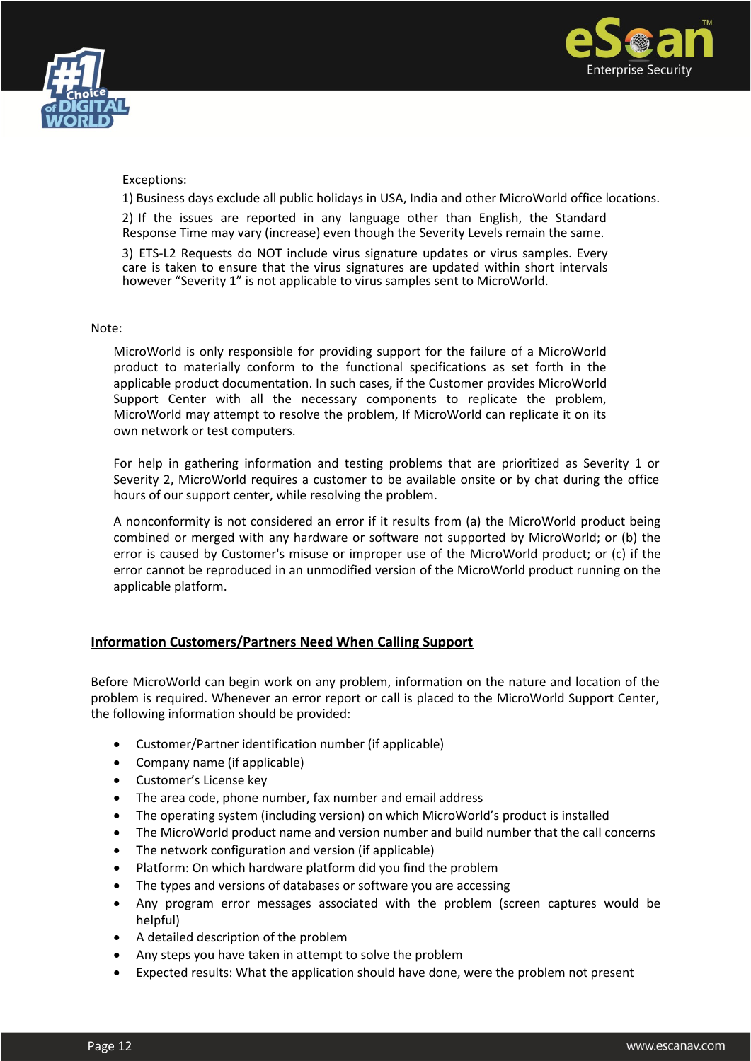Exceptions:

1) Business days exclude all public holidays in USA, India and other MicroWorld office locations.

2) If the issues are reported in any language other than English, the Standard Response Time may vary (increase) even though the Severity Levels remain the same.

3) ETS-L2 Requests do NOT include virus signature updates or virus samples. Every care is taken to ensure that the virus signatures are updated within short intervals however "Severity 1" is not applicable to virus samples sent to MicroWorld.

Note:

MicroWorld is only responsible for providing support for the failure of a MicroWorld product to materially conform to the functional specifications as set forth in the applicable product documentation. In such cases, if the Customer provides MicroWorld Support Center with all the necessary components to replicate the problem, MicroWorld may attempt to resolve the problem, If MicroWorld can replicate it on its own network or test computers.

For help in gathering information and testing problems that are prioritized as Severity 1 or Severity 2, MicroWorld requires a customer to be available onsite or by chat during the office hours of our support center, while resolving the problem.

A nonconformity is not considered an error if it results from (a) the MicroWorld product being combined or merged with any hardware or software not supported by MicroWorld; or (b) the error is caused by Customer's misuse or improper use of the MicroWorld product; or (c) if the error cannot be reproduced in an unmodified version of the MicroWorld product running on the applicable platform.

## Information Customers/Partners Need When Calling Support

Before MicroWorld can begin work on any problem, information on the nature and location of the problem is required. Whenever an error report or call is placed to the MicroWorld Support Center, the following information should be provided:

- Customer/Partner identification number (if applicable)
- Company name (if applicable)
- Customer's License key
- The area code, phone number, fax number and email address
- The operating system (including version) on which MicroWorld's product is installed
- The MicroWorld product name and version number and build number that the call concerns
- The network configuration and version (if applicable)
- Platform: On which hardware platform did you find the problem
- The types and versions of databases or software you are accessing
- Any program error messages associated with the problem (screen captures would be helpful)
- A detailed description of the problem
- Any steps you have taken in attempt to solve the problem
- Expected results: What the application should have done, were the problem not present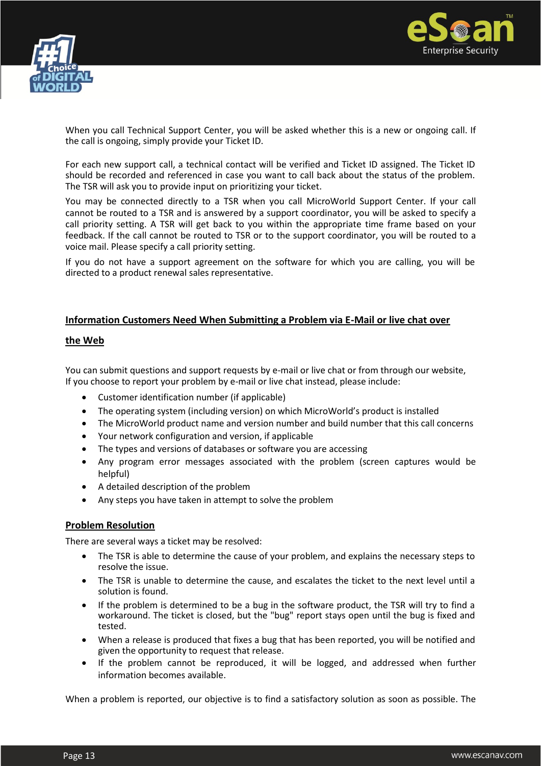When you call Technical Support Center, you will be asked whether this is a new or ongoing call. If the call is ongoing, simply provide your Ticket ID.

For each new support call, a technical contact will be verified and Ticket ID assigned. The Ticket ID should be recorded and referenced in case you want to call back about the status of the problem. The TSR will ask you to provide input on prioritizing your ticket.

You may be connected directly to a TSR when you call MicroWorld Support Center. If your call cannot be routed to a TSR and is answered by a support coordinator, you will be asked to specify a call priority setting. A TSR will get back to you within the appropriate time frame based on your feedback. If the call cannot be routed to TSR or to the support coordinator, you will be routed to a voice mail. Please specify a call priority setting.

If you do not have a support agreement on the software for which you are calling, you will be directed to a product renewal sales representative.

## Information Customers Need When Submitting a Problem via E-Mail or live chat over the Web

You can submit questions and support requests by e-mail or live chat or from through our website, If you choose to report your problem by e-mail or live chat instead, please include:

- Customer identification number (if applicable)
- The operating system (including version) on which MicroWorld's product is installed
- The MicroWorld product name and version number and build number that this call concerns
- Your network configuration and version, if applicable
- The types and versions of databases or software you are accessing
- Any program error messages associated with the problem (screen captures would be helpful)
- A detailed description of the problem
- Any steps you have taken in attempt to solve the problem

## Problem Resolution

There are several ways a ticket may be resolved:

- The TSR is able to determine the cause of your problem, and explains the necessary steps to resolve the issue.
- The TSR is unable to determine the cause, and escalates the ticket to the next level until a solution is found.
- If the problem is determined to be a bug in the software product, the TSR will try to find a workaround. The ticket is closed, but the "bug" report stays open until the bug is fixed and tested.
- When a release is produced that fixes a bug that has been reported, you will be notified and given the opportunity to request that release.
- If the problem cannot be reproduced, it will be logged, and addressed when further information becomes available.

When a problem is reported, our objective is to find a satisfactory solution as soon as possible. The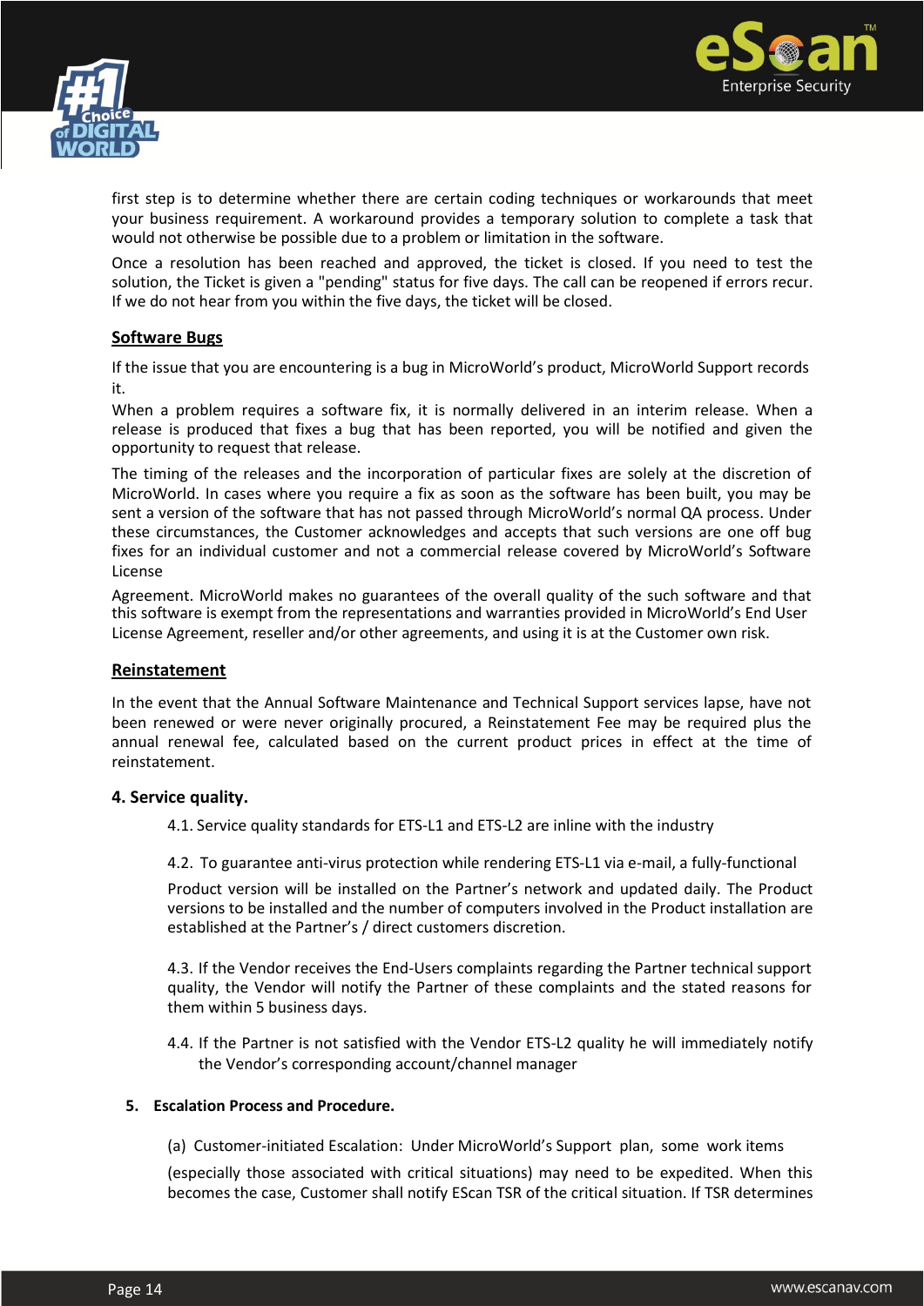first step is to determine whether there are certain coding techniques or workarounds that meet your business requirement. A workaround provides a temporary solution to complete a task that would not otherwise be possible due to a problem or limitation in the software.

Once a resolution has been reached and approved, the ticket is closed. If you need to test the solution, the Ticket is given a "pending" status for five days. The call can be reopened if errors recur. If we do not hear from you within the five days, the ticket will be closed.

**Software Bugs**

If the issue that you are encountering is a bug in MicroWorld's product, MicroWorld Support records it.

When a problem requires a software fix, it is normally delivered in an interim release. When a release is produced that fixes a bug that has been reported, you will be notified and given the opportunity to request that release.

The timing of the releases and the incorporation of particular fixes are solely at the discretion of MicroWorld. In cases where you require a fix as soon as the software has been built, you may be sent a version of the software that has not passed through MicroWorld's normal QA process. Under these circumstances, the Customer acknowledges and accepts that such versions are one off bug fixes for an individual customer and not a commercial release covered by MicroWorld's Software License

Agreement. MicroWorld makes no guarantees of the overall quality of the such software and that this software is exempt from the representations and warranties provided in MicroWorld's End User License Agreement, reseller and/or other agreements, and using it is at the Customer own risk.

**Reinstatement**

In the event that the Annual Software Maintenance and Technical Support services lapse, have not been renewed or were never originally procured, a Reinstatement Fee may be required plus the annual renewal fee, calculated based on the current product prices in effect at the time of reinstatement.

### 4. Service quality.

4.1. Service quality standards for ETS-L1 and ETS-L2 are inline with the industry

4.2. To guarantee anti-virus protection while rendering ETS-L1 via e-mail, a fully-functional

Product version will be installed on the Partner's network and updated daily. The Product versions to be installed and the number of computers involved in the Product installation are established at the Partner's / direct customers discretion.

4.3. If the Vendor receives the End-Users complaints regarding the Partner technical support quality, the Vendor will notify the Partner of these complaints and the stated reasons for them within 5 business days.

4.4. If the Partner is not satisfied with the Vendor ETS-L2 quality he will immediately notify the Vendor's corresponding account/channel manager

### 5. Escalation Process and Procedure.

(a) Customer-initiated Escalation: Under MicroWorld's Support plan, some work items

(especially those associated with critical situations) may need to be expedited. When this becomes the case, Customer shall notify EScan TSR of the critical situation. If TSR determines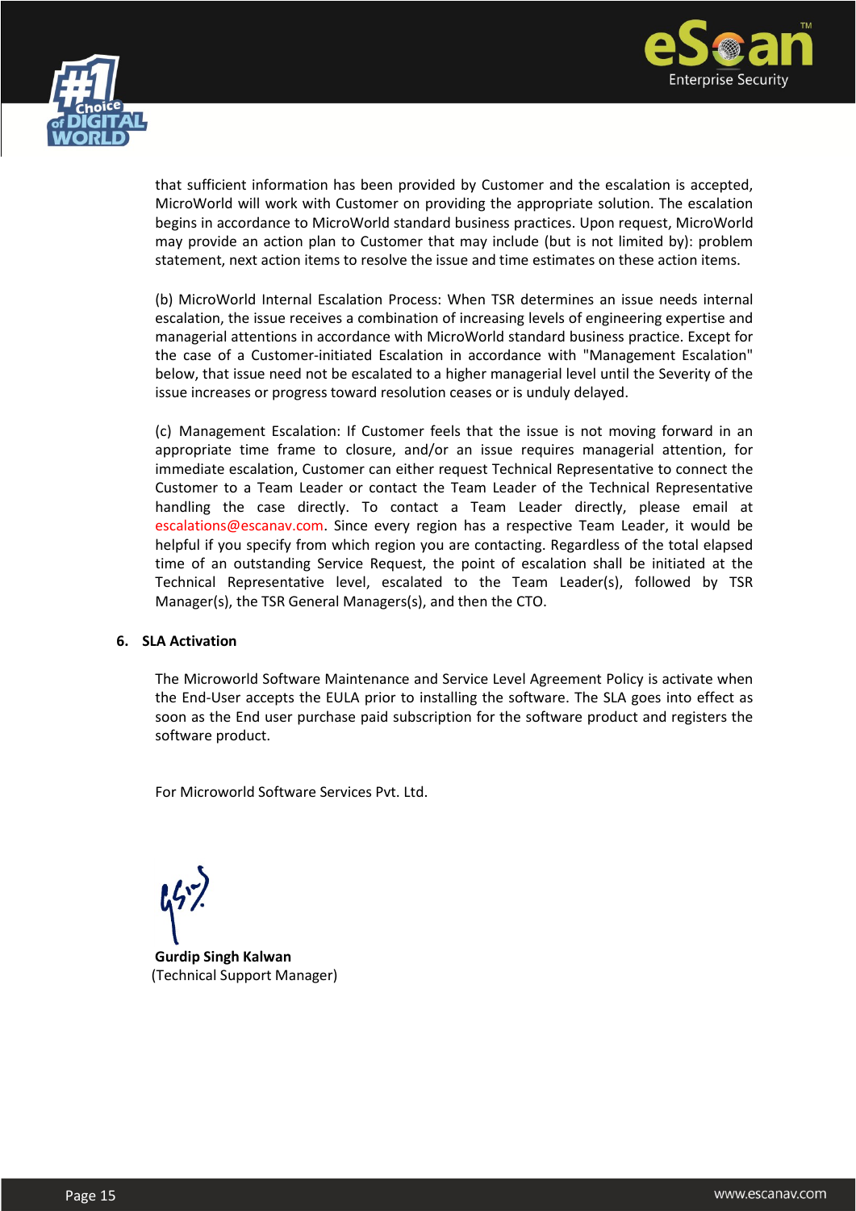that sufficient information has been provided by Customer and the escalation is accepted, MicroWorld will work with Customer on providing the appropriate solution. The escalation begins in accordance to MicroWorld standard business practices. Upon request, MicroWorld may provide an action plan to Customer that may include (but is not limited by): problem statement, next action items to resolve the issue and time estimates on these action items.

(b) MicroWorld Internal Escalation Process: When TSR determines an issue needs internal escalation, the issue receives a combination of increasing levels of engineering expertise and managerial attentions in accordance with MicroWorld standard business practice. Except for the case of a Customer-initiated Escalation in accordance with "Management Escalation" below, that issue need not be escalated to a higher managerial level until the Severity of the issue increases or progress toward resolution ceases or is unduly delayed.

(c) Management Escalation: If Customer feels that the issue is not moving forward in an appropriate time frame to closure, and/or an issue requires managerial attention, for immediate escalation, Customer can either request Technical Representative to connect the Customer to a Team Leader or contact the Team Leader of the Technical Representative handling the case directly. To contact a Team Leader directly, please email at escalations@escanav.com. Since every region has a respective Team Leader, it would be helpful if you specify from which region you are contacting. Regardless of the total elapsed time of an outstanding Service Request, the point of escalation shall be initiated at the Technical Representative level, escalated to the Team Leader(s), followed by TSR Manager(s), the TSR General Managers(s), and then the CTO.

## 6. SLA Activation

The Microworld Software Maintenance and Service Level Agreement Policy is activate when the End-User accepts the EULA prior to installing the software. The SLA goes into effect as soon as the End user purchase paid subscription for the software product and registers the software product.

For Microworld Software Services Pvt. Ltd.

**Gurdip Singh Kalwan**
(Technical Support Manager)